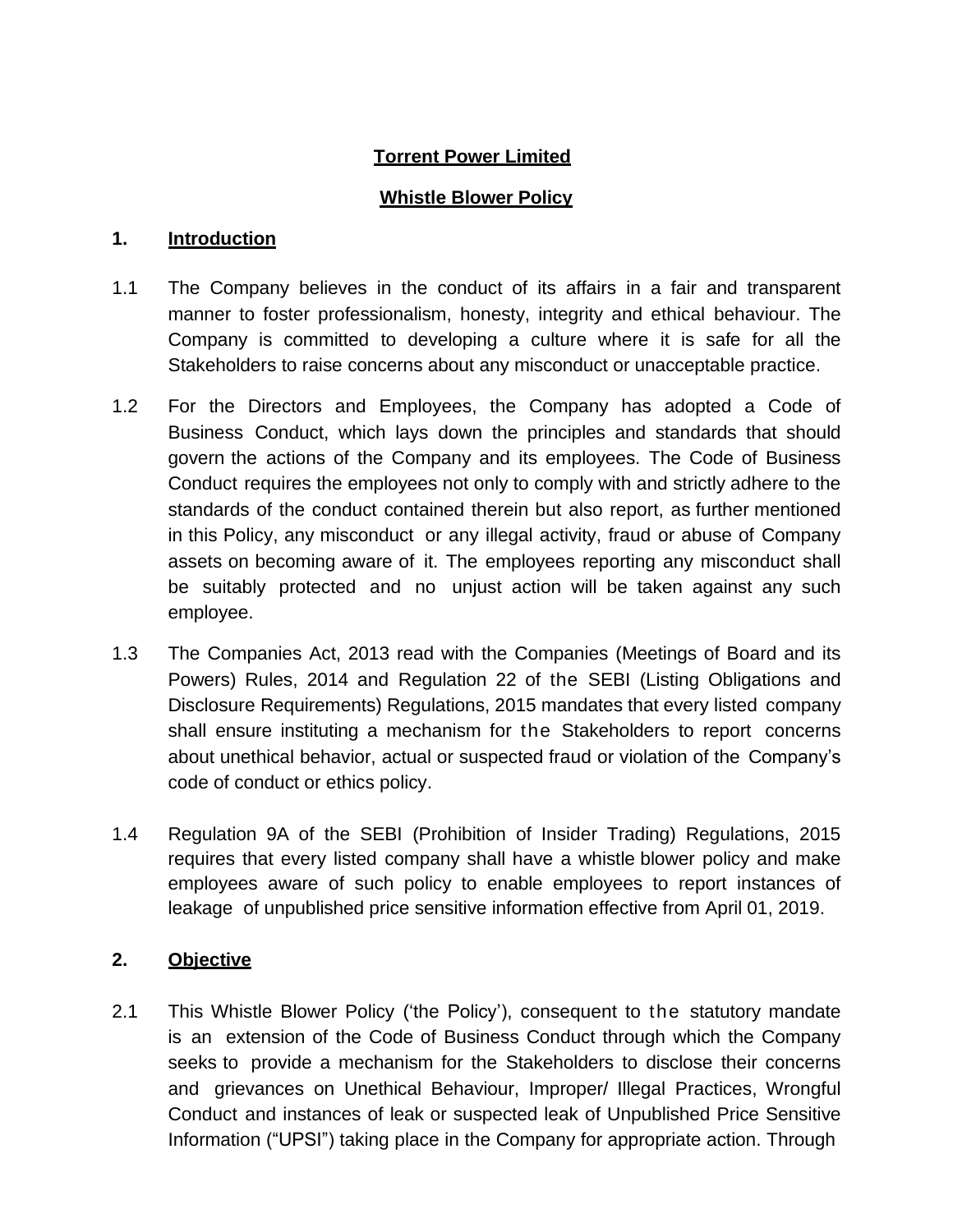# Torrent Power Limited

## Whistle Blower Policy

### 1. Introduction

1.1 The Company believes in the conduct of its affairs in a fair and transparent manner to foster professionalism, honesty, integrity and ethical behaviour. The Company is committed to developing a culture where it is safe for all the Stakeholders to raise concerns about any misconduct or unacceptable practice.

1.2 For the Directors and Employees, the Company has adopted a Code of Business Conduct, which lays down the principles and standards that should govern the actions of the Company and its employees. The Code of Business Conduct requires the employees not only to comply with and strictly adhere to the standards of the conduct contained therein but also report, as further mentioned in this Policy, any misconduct or any illegal activity, fraud or abuse of Company assets on becoming aware of it. The employees reporting any misconduct shall be suitably protected and no unjust action will be taken against any such employee.

1.3 The Companies Act, 2013 read with the Companies (Meetings of Board and its Powers) Rules, 2014 and Regulation 22 of the SEBI (Listing Obligations and Disclosure Requirements) Regulations, 2015 mandates that every listed company shall ensure instituting a mechanism for the Stakeholders to report concerns about unethical behavior, actual or suspected fraud or violation of the Company's code of conduct or ethics policy.

1.4 Regulation 9A of the SEBI (Prohibition of Insider Trading) Regulations, 2015 requires that every listed company shall have a whistle blower policy and make employees aware of such policy to enable employees to report instances of leakage of unpublished price sensitive information effective from April 01, 2019.

### 2. Objective

2.1 This Whistle Blower Policy ('the Policy'), consequent to the statutory mandate is an extension of the Code of Business Conduct through which the Company seeks to provide a mechanism for the Stakeholders to disclose their concerns and grievances on Unethical Behaviour, Improper/ Illegal Practices, Wrongful Conduct and instances of leak or suspected leak of Unpublished Price Sensitive Information ("UPSI") taking place in the Company for appropriate action. Through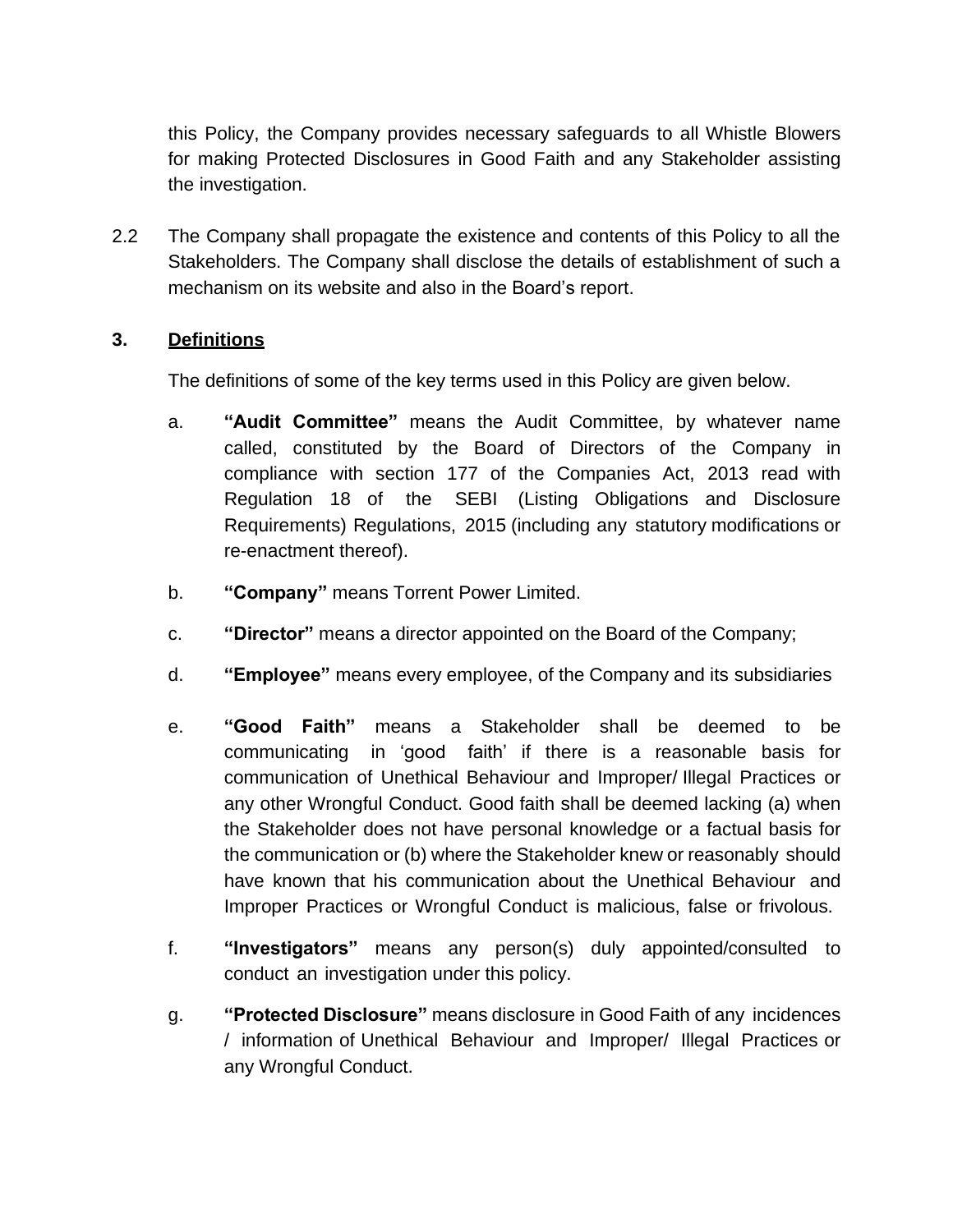this Policy, the Company provides necessary safeguards to all Whistle Blowers for making Protected Disclosures in Good Faith and any Stakeholder assisting the investigation.

2.2 The Company shall propagate the existence and contents of this Policy to all the Stakeholders. The Company shall disclose the details of establishment of such a mechanism on its website and also in the Board's report.

## 3. Definitions

The definitions of some of the key terms used in this Policy are given below.

a. **"Audit Committee"** means the Audit Committee, by whatever name called, constituted by the Board of Directors of the Company in compliance with section 177 of the Companies Act, 2013 read with Regulation 18 of the SEBI (Listing Obligations and Disclosure Requirements) Regulations, 2015 (including any statutory modifications or re-enactment thereof).

b. **"Company"** means Torrent Power Limited.

c. **"Director"** means a director appointed on the Board of the Company;

d. **"Employee"** means every employee, of the Company and its subsidiaries

e. **"Good Faith"** means a Stakeholder shall be deemed to be communicating in 'good faith' if there is a reasonable basis for communication of Unethical Behaviour and Improper/ Illegal Practices or any other Wrongful Conduct. Good faith shall be deemed lacking (a) when the Stakeholder does not have personal knowledge or a factual basis for the communication or (b) where the Stakeholder knew or reasonably should have known that his communication about the Unethical Behaviour and Improper Practices or Wrongful Conduct is malicious, false or frivolous.

f. **"Investigators"** means any person(s) duly appointed/consulted to conduct an investigation under this policy.

g. **"Protected Disclosure"** means disclosure in Good Faith of any incidences / information of Unethical Behaviour and Improper/ Illegal Practices or any Wrongful Conduct.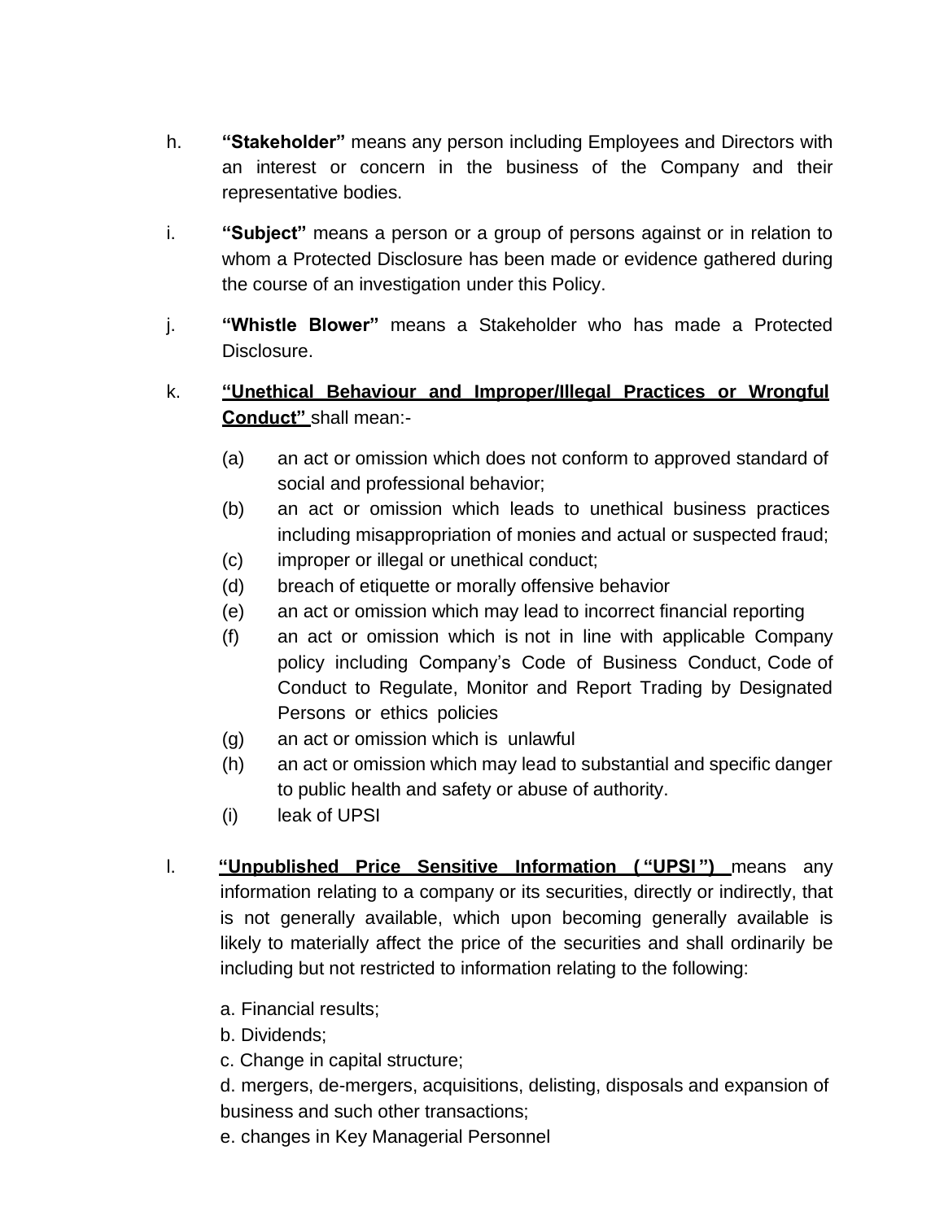h. **"Stakeholder"** means any person including Employees and Directors with an interest or concern in the business of the Company and their representative bodies.

i. **"Subject"** means a person or a group of persons against or in relation to whom a Protected Disclosure has been made or evidence gathered during the course of an investigation under this Policy.

j. **"Whistle Blower"** means a Stakeholder who has made a Protected Disclosure.

k. **<u>"Unethical Behaviour and Improper/Illegal Practices or Wrongful Conduct"</u>** shall mean:-

   (a) an act or omission which does not conform to approved standard of social and professional behavior;
   (b) an act or omission which leads to unethical business practices including misappropriation of monies and actual or suspected fraud;
   (c) improper or illegal or unethical conduct;
   (d) breach of etiquette or morally offensive behavior
   (e) an act or omission which may lead to incorrect financial reporting
   (f) an act or omission which is not in line with applicable Company policy including Company's Code of Business Conduct, Code of Conduct to Regulate, Monitor and Report Trading by Designated Persons or ethics policies
   (g) an act or omission which is unlawful
   (h) an act or omission which may lead to substantial and specific danger to public health and safety or abuse of authority.
   (i) leak of UPSI

l. **<u>"Unpublished Price Sensitive Information ("UPSI")</u>** means any information relating to a company or its securities, directly or indirectly, that is not generally available, which upon becoming generally available is likely to materially affect the price of the securities and shall ordinarily be including but not restricted to information relating to the following:

   a. Financial results;
   b. Dividends;
   c. Change in capital structure;
   d. mergers, de-mergers, acquisitions, delisting, disposals and expansion of business and such other transactions;
   e. changes in Key Managerial Personnel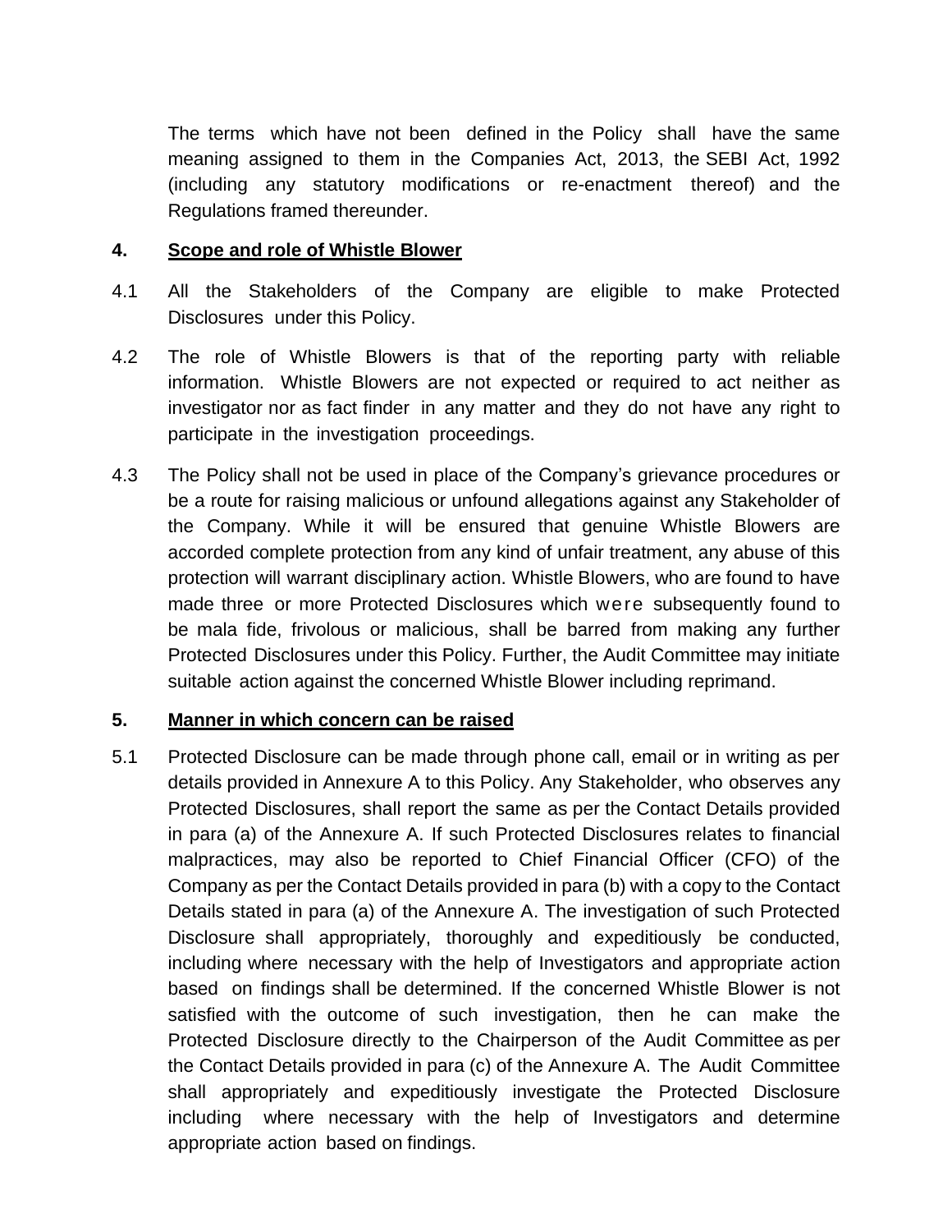The terms which have not been defined in the Policy shall have the same meaning assigned to them in the Companies Act, 2013, the SEBI Act, 1992 (including any statutory modifications or re-enactment thereof) and the Regulations framed thereunder.

## 4. Scope and role of Whistle Blower

4.1 All the Stakeholders of the Company are eligible to make Protected Disclosures under this Policy.

4.2 The role of Whistle Blowers is that of the reporting party with reliable information. Whistle Blowers are not expected or required to act neither as investigator nor as fact finder in any matter and they do not have any right to participate in the investigation proceedings.

4.3 The Policy shall not be used in place of the Company's grievance procedures or be a route for raising malicious or unfound allegations against any Stakeholder of the Company. While it will be ensured that genuine Whistle Blowers are accorded complete protection from any kind of unfair treatment, any abuse of this protection will warrant disciplinary action. Whistle Blowers, who are found to have made three or more Protected Disclosures which were subsequently found to be mala fide, frivolous or malicious, shall be barred from making any further Protected Disclosures under this Policy. Further, the Audit Committee may initiate suitable action against the concerned Whistle Blower including reprimand.

## 5. Manner in which concern can be raised

5.1 Protected Disclosure can be made through phone call, email or in writing as per details provided in Annexure A to this Policy. Any Stakeholder, who observes any Protected Disclosures, shall report the same as per the Contact Details provided in para (a) of the Annexure A. If such Protected Disclosures relates to financial malpractices, may also be reported to Chief Financial Officer (CFO) of the Company as per the Contact Details provided in para (b) with a copy to the Contact Details stated in para (a) of the Annexure A. The investigation of such Protected Disclosure shall appropriately, thoroughly and expeditiously be conducted, including where necessary with the help of Investigators and appropriate action based on findings shall be determined. If the concerned Whistle Blower is not satisfied with the outcome of such investigation, then he can make the Protected Disclosure directly to the Chairperson of the Audit Committee as per the Contact Details provided in para (c) of the Annexure A. The Audit Committee shall appropriately and expeditiously investigate the Protected Disclosure including where necessary with the help of Investigators and determine appropriate action based on findings.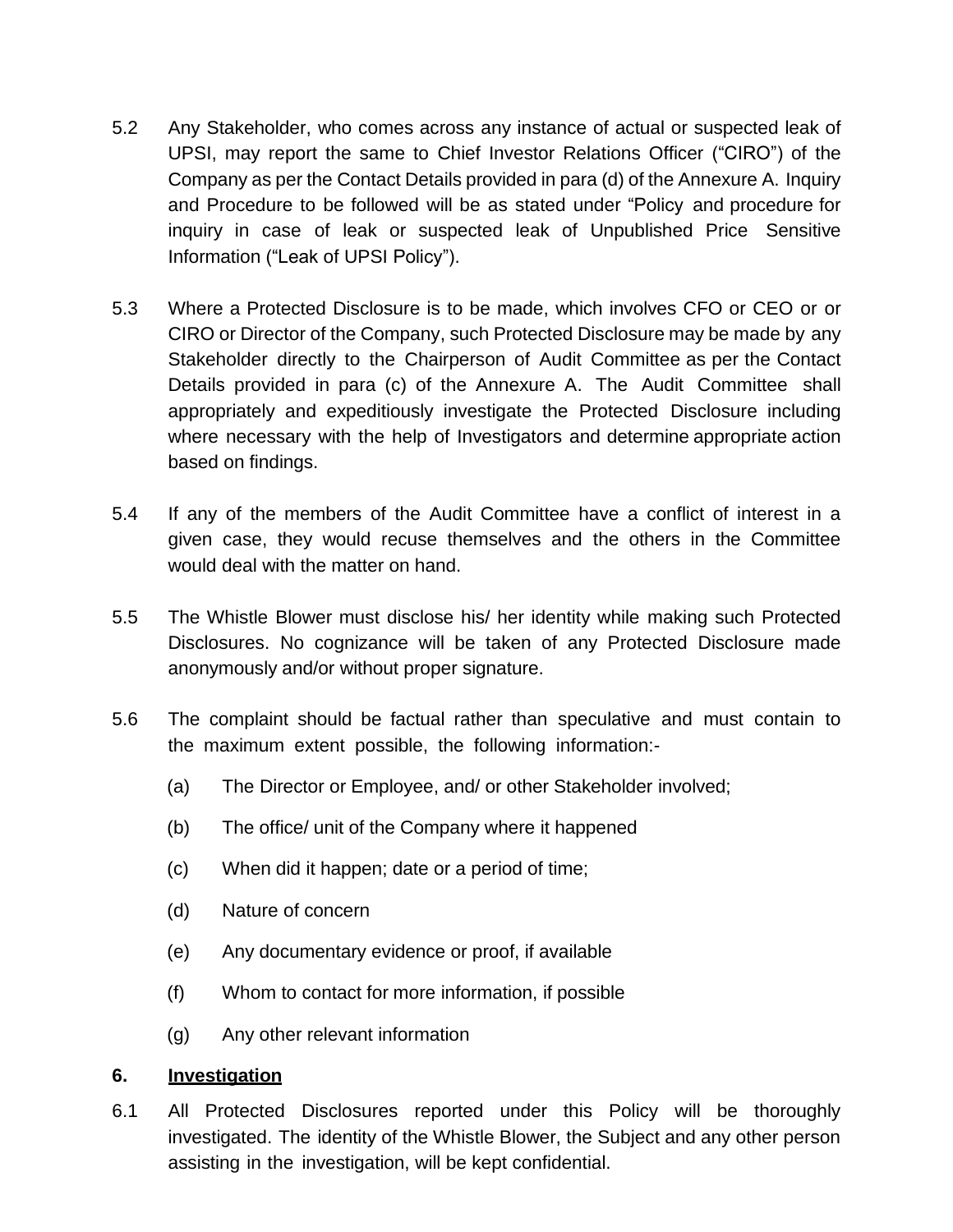5.2 Any Stakeholder, who comes across any instance of actual or suspected leak of UPSI, may report the same to Chief Investor Relations Officer ("CIRO") of the Company as per the Contact Details provided in para (d) of the Annexure A. Inquiry and Procedure to be followed will be as stated under "Policy and procedure for inquiry in case of leak or suspected leak of Unpublished Price Sensitive Information ("Leak of UPSI Policy").

5.3 Where a Protected Disclosure is to be made, which involves CFO or CEO or or CIRO or Director of the Company, such Protected Disclosure may be made by any Stakeholder directly to the Chairperson of Audit Committee as per the Contact Details provided in para (c) of the Annexure A. The Audit Committee shall appropriately and expeditiously investigate the Protected Disclosure including where necessary with the help of Investigators and determine appropriate action based on findings.

5.4 If any of the members of the Audit Committee have a conflict of interest in a given case, they would recuse themselves and the others in the Committee would deal with the matter on hand.

5.5 The Whistle Blower must disclose his/ her identity while making such Protected Disclosures. No cognizance will be taken of any Protected Disclosure made anonymously and/or without proper signature.

5.6 The complaint should be factual rather than speculative and must contain to the maximum extent possible, the following information:-

(a) The Director or Employee, and/ or other Stakeholder involved;

(b) The office/ unit of the Company where it happened

(c) When did it happen; date or a period of time;

(d) Nature of concern

(e) Any documentary evidence or proof, if available

(f) Whom to contact for more information, if possible

(g) Any other relevant information

## 6. <u>Investigation</u>

6.1 All Protected Disclosures reported under this Policy will be thoroughly investigated. The identity of the Whistle Blower, the Subject and any other person assisting in the investigation, will be kept confidential.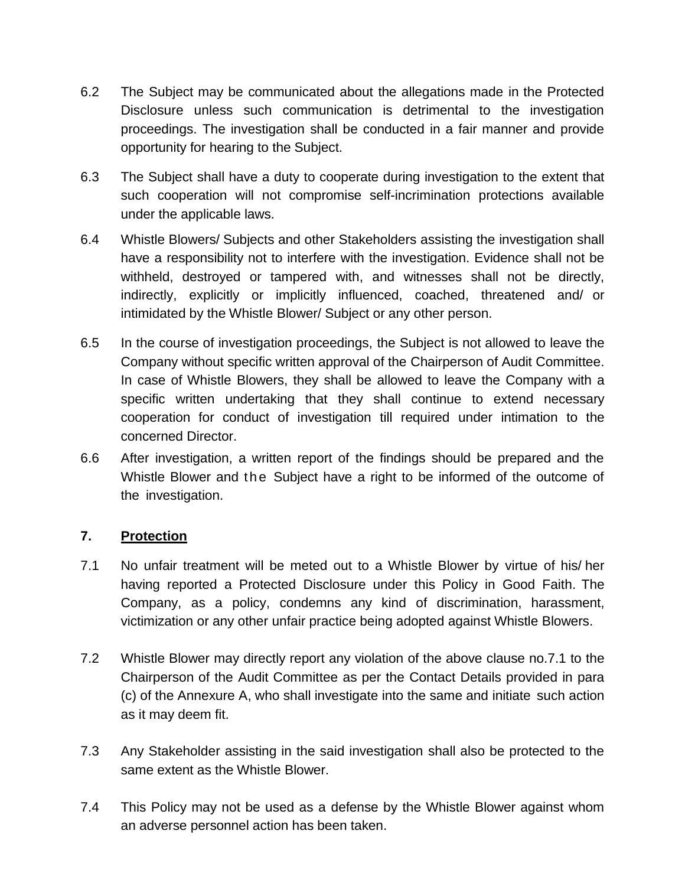6.2 The Subject may be communicated about the allegations made in the Protected Disclosure unless such communication is detrimental to the investigation proceedings. The investigation shall be conducted in a fair manner and provide opportunity for hearing to the Subject.

6.3 The Subject shall have a duty to cooperate during investigation to the extent that such cooperation will not compromise self-incrimination protections available under the applicable laws.

6.4 Whistle Blowers/ Subjects and other Stakeholders assisting the investigation shall have a responsibility not to interfere with the investigation. Evidence shall not be withheld, destroyed or tampered with, and witnesses shall not be directly, indirectly, explicitly or implicitly influenced, coached, threatened and/ or intimidated by the Whistle Blower/ Subject or any other person.

6.5 In the course of investigation proceedings, the Subject is not allowed to leave the Company without specific written approval of the Chairperson of Audit Committee. In case of Whistle Blowers, they shall be allowed to leave the Company with a specific written undertaking that they shall continue to extend necessary cooperation for conduct of investigation till required under intimation to the concerned Director.

6.6 After investigation, a written report of the findings should be prepared and the Whistle Blower and the Subject have a right to be informed of the outcome of the investigation.

## 7. <u>Protection</u>

7.1 No unfair treatment will be meted out to a Whistle Blower by virtue of his/ her having reported a Protected Disclosure under this Policy in Good Faith. The Company, as a policy, condemns any kind of discrimination, harassment, victimization or any other unfair practice being adopted against Whistle Blowers.

7.2 Whistle Blower may directly report any violation of the above clause no.7.1 to the Chairperson of the Audit Committee as per the Contact Details provided in para (c) of the Annexure A, who shall investigate into the same and initiate such action as it may deem fit.

7.3 Any Stakeholder assisting in the said investigation shall also be protected to the same extent as the Whistle Blower.

7.4 This Policy may not be used as a defense by the Whistle Blower against whom an adverse personnel action has been taken.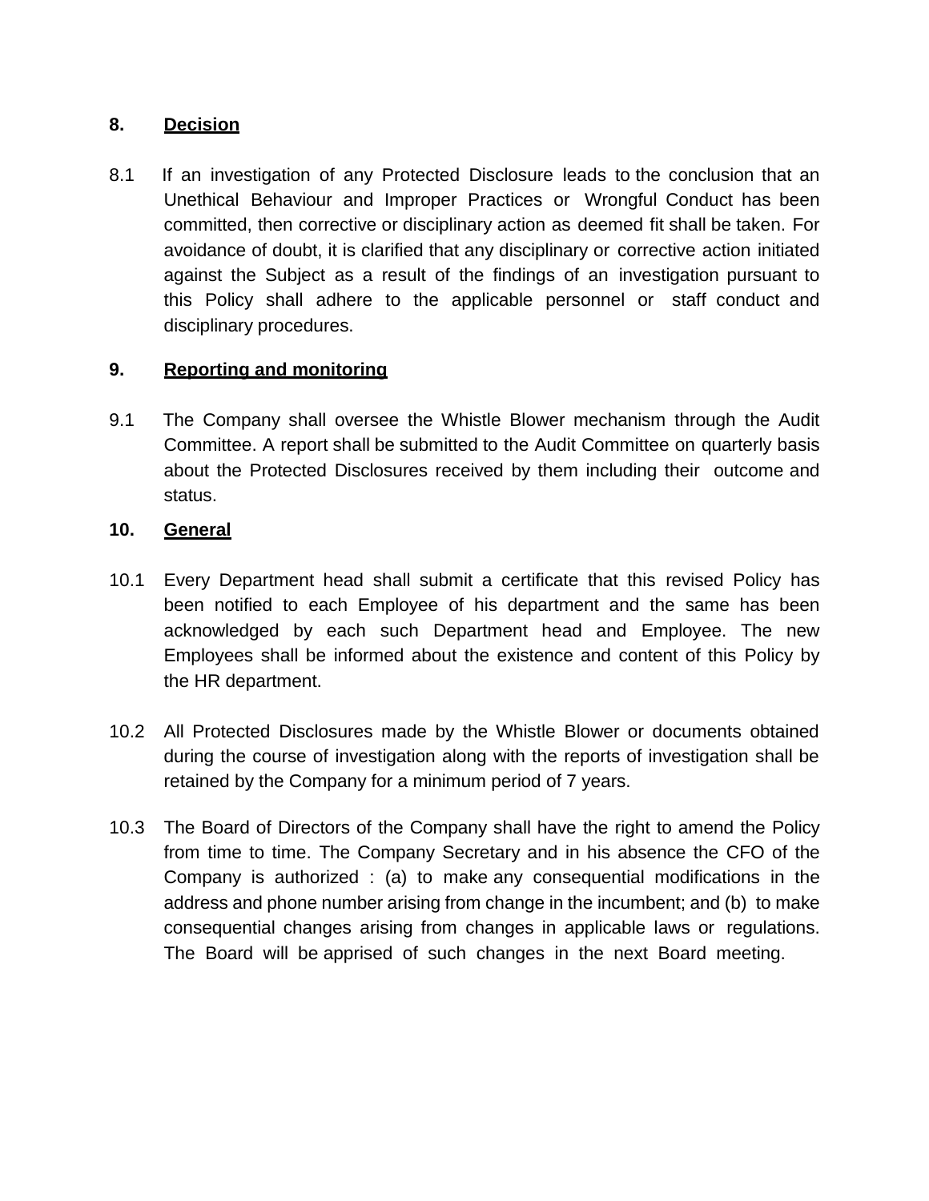## 8. Decision

8.1 If an investigation of any Protected Disclosure leads to the conclusion that an Unethical Behaviour and Improper Practices or Wrongful Conduct has been committed, then corrective or disciplinary action as deemed fit shall be taken. For avoidance of doubt, it is clarified that any disciplinary or corrective action initiated against the Subject as a result of the findings of an investigation pursuant to this Policy shall adhere to the applicable personnel or staff conduct and disciplinary procedures.

## 9. Reporting and monitoring

9.1 The Company shall oversee the Whistle Blower mechanism through the Audit Committee. A report shall be submitted to the Audit Committee on quarterly basis about the Protected Disclosures received by them including their outcome and status.

## 10. General

10.1 Every Department head shall submit a certificate that this revised Policy has been notified to each Employee of his department and the same has been acknowledged by each such Department head and Employee. The new Employees shall be informed about the existence and content of this Policy by the HR department.

10.2 All Protected Disclosures made by the Whistle Blower or documents obtained during the course of investigation along with the reports of investigation shall be retained by the Company for a minimum period of 7 years.

10.3 The Board of Directors of the Company shall have the right to amend the Policy from time to time. The Company Secretary and in his absence the CFO of the Company is authorized : (a) to make any consequential modifications in the address and phone number arising from change in the incumbent; and (b) to make consequential changes arising from changes in applicable laws or regulations. The Board will be apprised of such changes in the next Board meeting.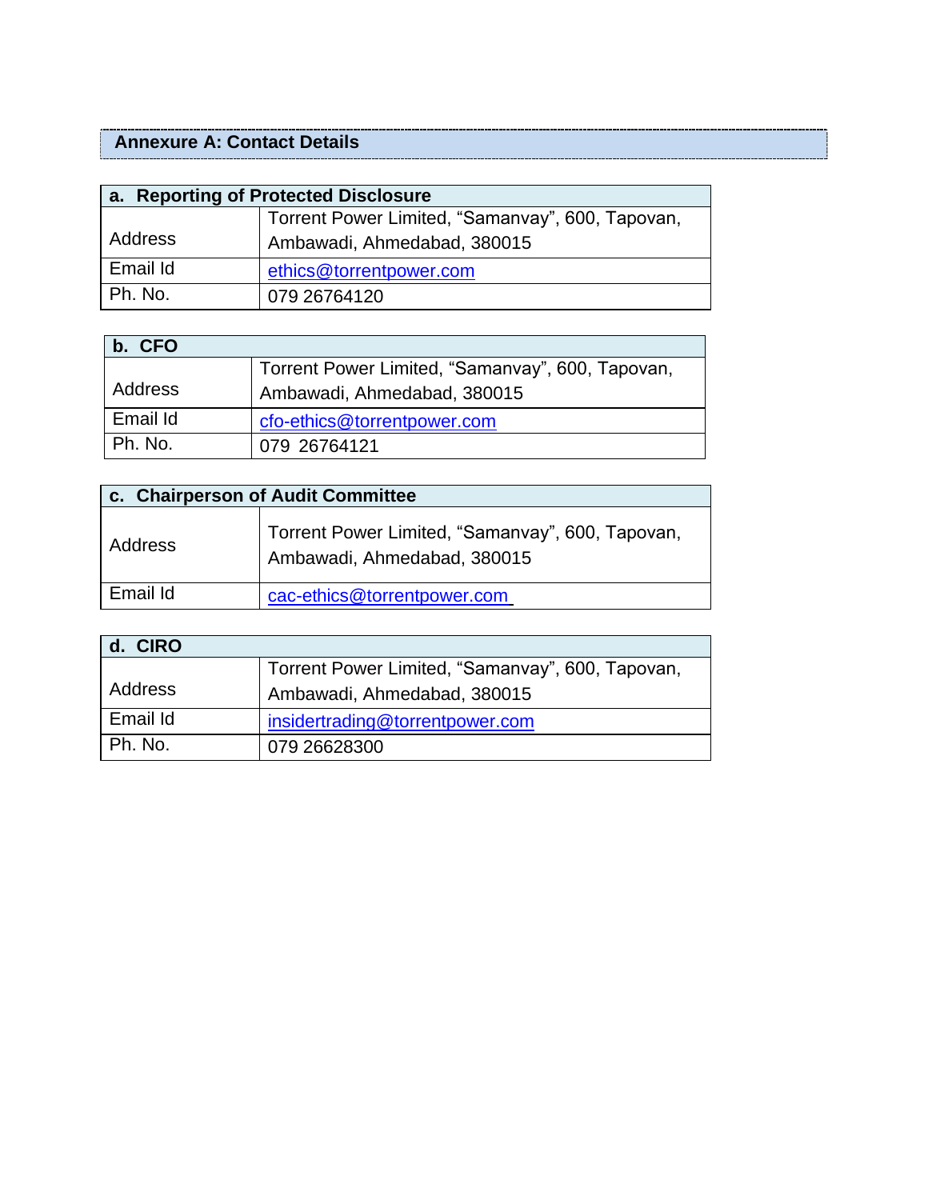## Annexure A: Contact Details

| a. Reporting of Protected Disclosure | |
|---|---|
| Address | Torrent Power Limited, “Samanvay”, 600, Tapovan, Ambawadi, Ahmedabad, 380015 |
| Email Id | ethics@torrentpower.com |
| Ph. No. | 079 26764120 |

| b. CFO | |
|---|---|
| Address | Torrent Power Limited, “Samanvay”, 600, Tapovan, Ambawadi, Ahmedabad, 380015 |
| Email Id | cfo-ethics@torrentpower.com |
| Ph. No. | 079 26764121 |

| c. Chairperson of Audit Committee | |
|---|---|
| Address | Torrent Power Limited, “Samanvay”, 600, Tapovan, Ambawadi, Ahmedabad, 380015 |
| Email Id | cac-ethics@torrentpower.com |

| d. CIRO | |
|---|---|
| Address | Torrent Power Limited, “Samanvay”, 600, Tapovan, Ambawadi, Ahmedabad, 380015 |
| Email Id | insidertrading@torrentpower.com |
| Ph. No. | 079 26628300 |